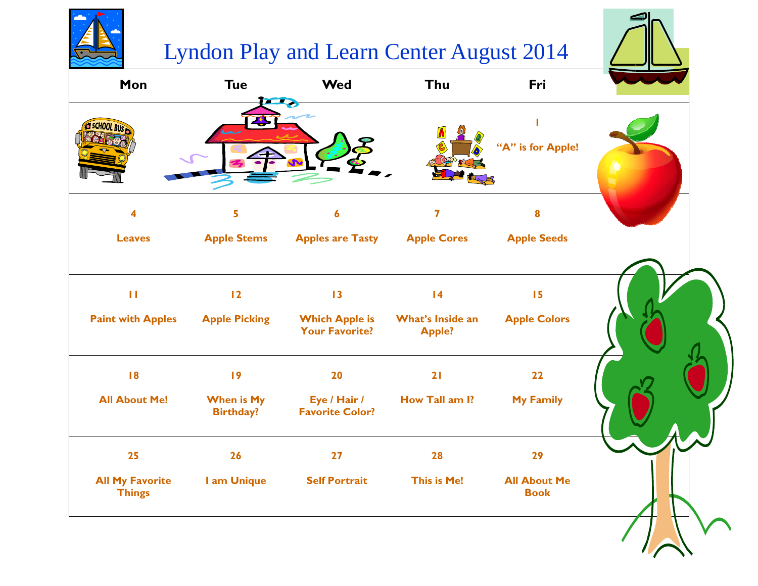# Lyndon Play and Learn Center August 2014

| Mon | Tue | Wed | Thu | Fri |
|---|---|---|---|---|
| | | | | **1**<br>**"A" is for Apple!** |
| **4**<br>**Leaves** | **5**<br>**Apple Stems** | **6**<br>**Apples are Tasty** | **7**<br>**Apple Cores** | **8**<br>**Apple Seeds** |
| **11**<br>**Paint with Apples** | **12**<br>**Apple Picking** | **13**<br>**Which Apple is Your Favorite?** | **14**<br>**What's Inside an Apple?** | **15**<br>**Apple Colors** |
| **18**<br>**All About Me!** | **19**<br>**When is My Birthday?** | **20**<br>**Eye / Hair / Favorite Color?** | **21**<br>**How Tall am I?** | **22**<br>**My Family** |
| **25**<br>**All My Favorite Things** | **26**<br>**I am Unique** | **27**<br>**Self Portrait** | **28**<br>**This is Me!** | **29**<br>**All About Me Book** |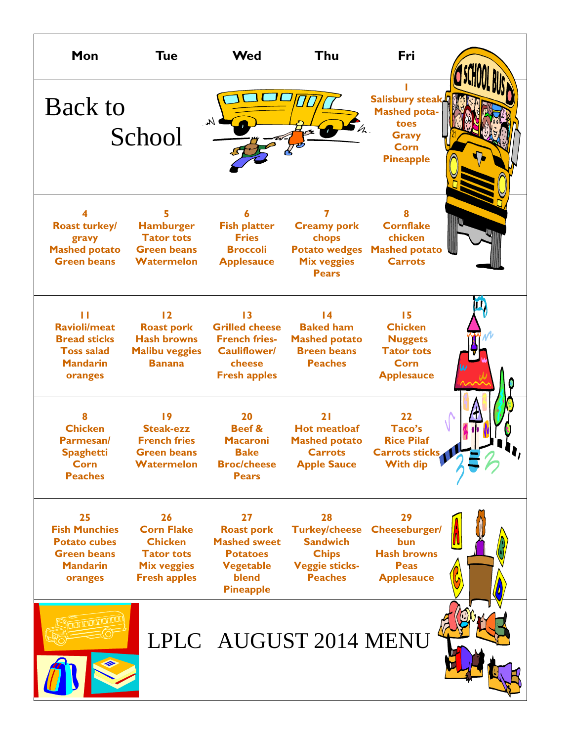| Mon | Tue | Wed | Thu | Fri |
|---|---|---|---|---|
| Back to School | | | | 1<br>Salisbury steak<br>Mashed potatoes<br>Gravy<br>Corn<br>Pineapple |
| 4<br>Roast turkey/ gravy<br>Mashed potato<br>Green beans | 5<br>Hamburger<br>Tator tots<br>Green beans<br>Watermelon | 6<br>Fish platter<br>Fries<br>Broccoli<br>Applesauce | 7<br>Creamy pork chops<br>Potato wedges<br>Mix veggies<br>Pears | 8<br>Cornflake chicken<br>Mashed potato<br>Carrots |
| 11<br>Ravioli/meat<br>Bread sticks<br>Toss salad<br>Mandarin oranges | 12<br>Roast pork<br>Hash browns<br>Malibu veggies<br>Banana | 13<br>Grilled cheese<br>French fries-<br>Cauliflower/ cheese<br>Fresh apples | 14<br>Baked ham<br>Mashed potato<br>Breen beans<br>Peaches | 15<br>Chicken Nuggets<br>Tator tots<br>Corn<br>Applesauce |
| 8<br>Chicken Parmesan/ Spaghetti<br>Corn<br>Peaches | 19<br>Steak-ezz<br>French fries<br>Green beans<br>Watermelon | 20<br>Beef & Macaroni Bake<br>Broc/cheese<br>Pears | 21<br>Hot meatloaf<br>Mashed potato<br>Carrots<br>Apple Sauce | 22<br>Taco's<br>Rice Pilaf<br>Carrots sticks<br>With dip |
| 25<br>Fish Munchies<br>Potato cubes<br>Green beans<br>Mandarin oranges | 26<br>Corn Flake Chicken<br>Tator tots<br>Mix veggies<br>Fresh apples | 27<br>Roast pork<br>Mashed sweet Potatoes<br>Vegetable blend<br>Pineapple | 28<br>Turkey/cheese Sandwich<br>Chips<br>Veggie sticks-<br>Peaches | 29<br>Cheeseburger/ bun<br>Hash browns<br>Peas<br>Applesauce |

# LPLC AUGUST 2014 MENU